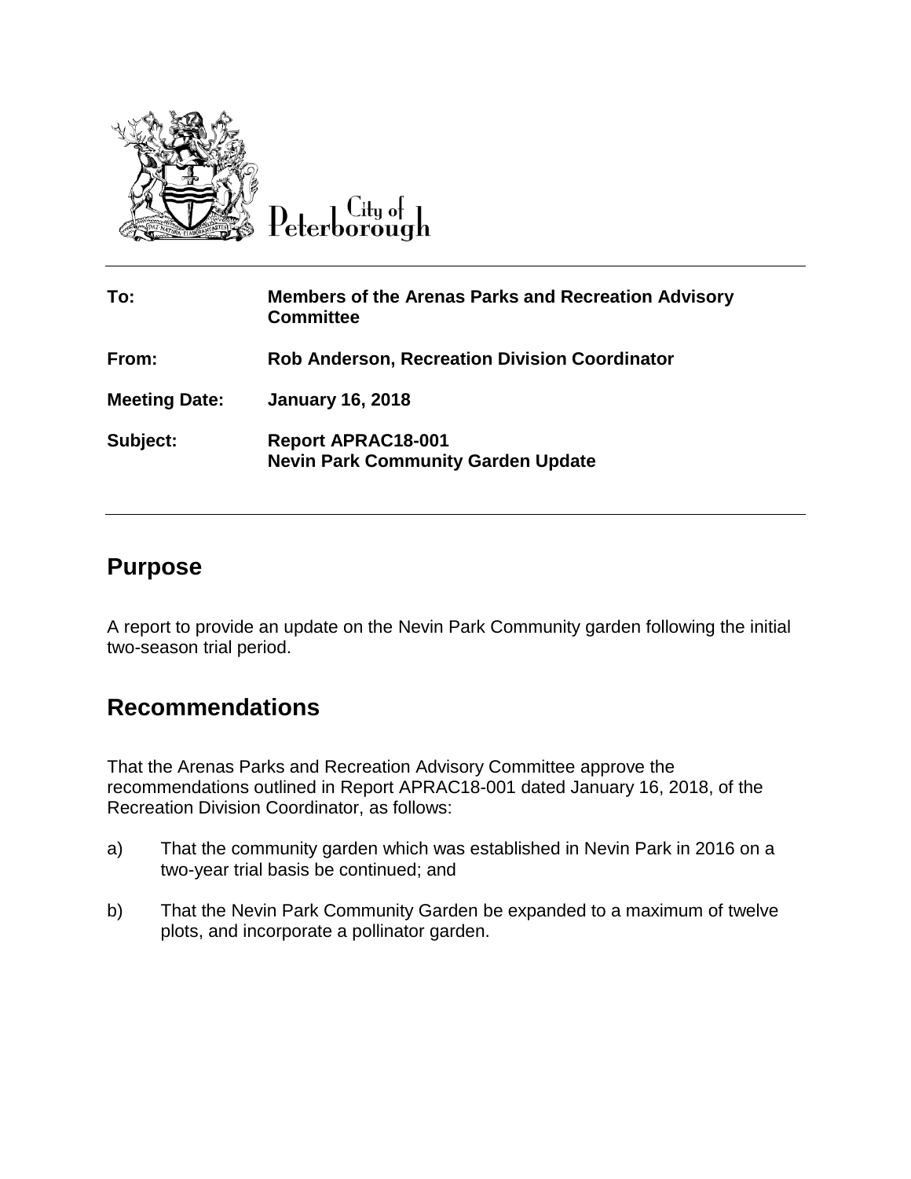City of Peterborough

| | |
|---|---|
| **To:** | **Members of the Arenas Parks and Recreation Advisory Committee** |
| **From:** | **Rob Anderson, Recreation Division Coordinator** |
| **Meeting Date:** | **January 16, 2018** |
| **Subject:** | **Report APRAC18-001**<br>**Nevin Park Community Garden Update** |

## Purpose

A report to provide an update on the Nevin Park Community garden following the initial two-season trial period.

## Recommendations

That the Arenas Parks and Recreation Advisory Committee approve the recommendations outlined in Report APRAC18-001 dated January 16, 2018, of the Recreation Division Coordinator, as follows:

a) That the community garden which was established in Nevin Park in 2016 on a two-year trial basis be continued; and

b) That the Nevin Park Community Garden be expanded to a maximum of twelve plots, and incorporate a pollinator garden.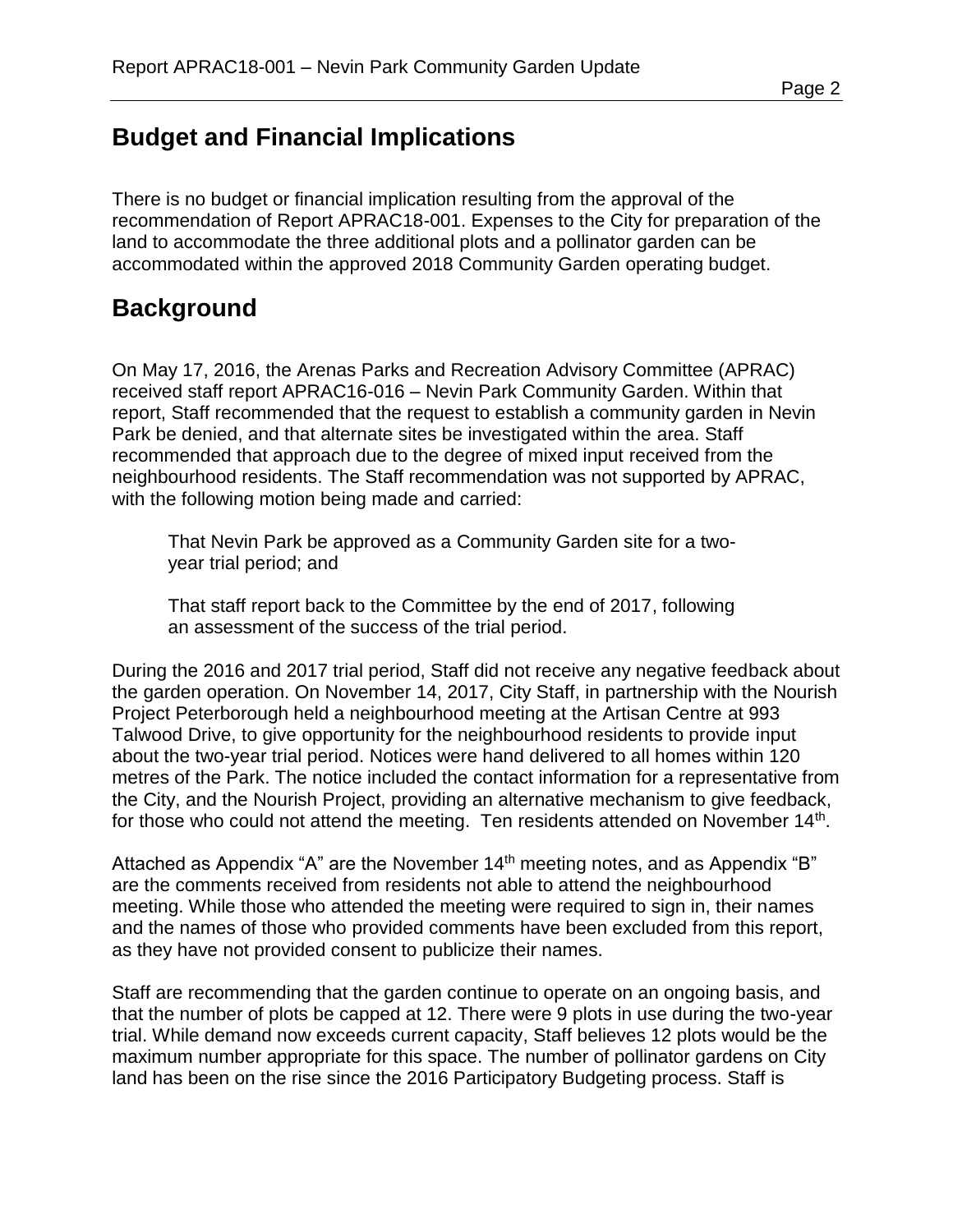## Budget and Financial Implications

There is no budget or financial implication resulting from the approval of the recommendation of Report APRAC18-001. Expenses to the City for preparation of the land to accommodate the three additional plots and a pollinator garden can be accommodated within the approved 2018 Community Garden operating budget.

## Background

On May 17, 2016, the Arenas Parks and Recreation Advisory Committee (APRAC) received staff report APRAC16-016 – Nevin Park Community Garden. Within that report, Staff recommended that the request to establish a community garden in Nevin Park be denied, and that alternate sites be investigated within the area. Staff recommended that approach due to the degree of mixed input received from the neighbourhood residents. The Staff recommendation was not supported by APRAC, with the following motion being made and carried:

> That Nevin Park be approved as a Community Garden site for a two-year trial period; and
>
> That staff report back to the Committee by the end of 2017, following an assessment of the success of the trial period.

During the 2016 and 2017 trial period, Staff did not receive any negative feedback about the garden operation. On November 14, 2017, City Staff, in partnership with the Nourish Project Peterborough held a neighbourhood meeting at the Artisan Centre at 993 Talwood Drive, to give opportunity for the neighbourhood residents to provide input about the two-year trial period. Notices were hand delivered to all homes within 120 metres of the Park. The notice included the contact information for a representative from the City, and the Nourish Project, providing an alternative mechanism to give feedback, for those who could not attend the meeting. Ten residents attended on November 14th.

Attached as Appendix "A" are the November 14th meeting notes, and as Appendix "B" are the comments received from residents not able to attend the neighbourhood meeting. While those who attended the meeting were required to sign in, their names and the names of those who provided comments have been excluded from this report, as they have not provided consent to publicize their names.

Staff are recommending that the garden continue to operate on an ongoing basis, and that the number of plots be capped at 12. There were 9 plots in use during the two-year trial. While demand now exceeds current capacity, Staff believes 12 plots would be the maximum number appropriate for this space. The number of pollinator gardens on City land has been on the rise since the 2016 Participatory Budgeting process. Staff is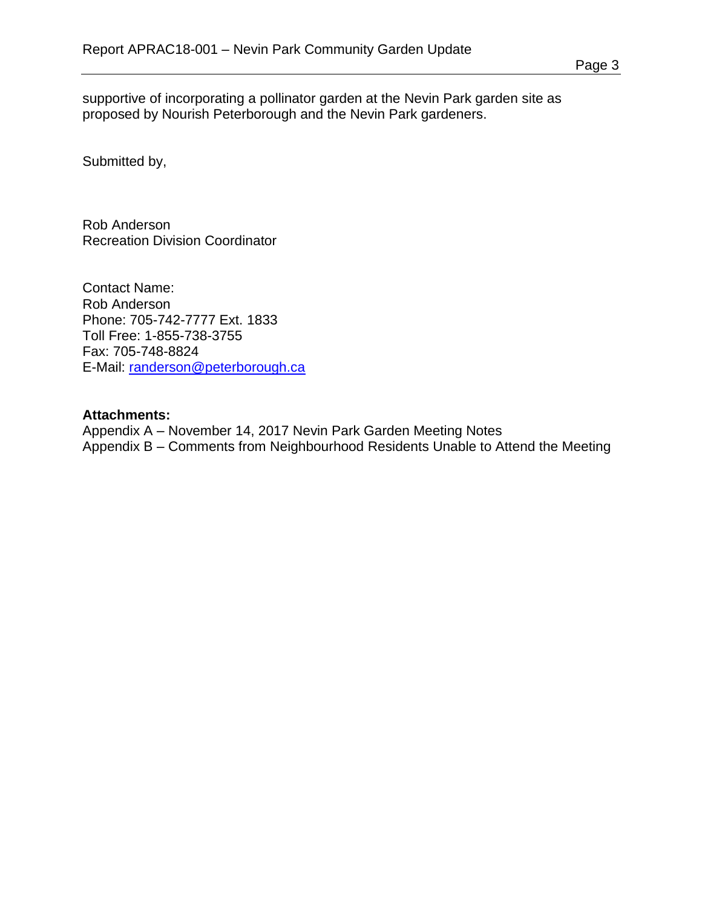supportive of incorporating a pollinator garden at the Nevin Park garden site as proposed by Nourish Peterborough and the Nevin Park gardeners.

Submitted by,

Rob Anderson
Recreation Division Coordinator

Contact Name:
Rob Anderson
Phone: 705-742-7777 Ext. 1833
Toll Free: 1-855-738-3755
Fax: 705-748-8824
E-Mail: randerson@peterborough.ca

**Attachments:**
Appendix A – November 14, 2017 Nevin Park Garden Meeting Notes
Appendix B – Comments from Neighbourhood Residents Unable to Attend the Meeting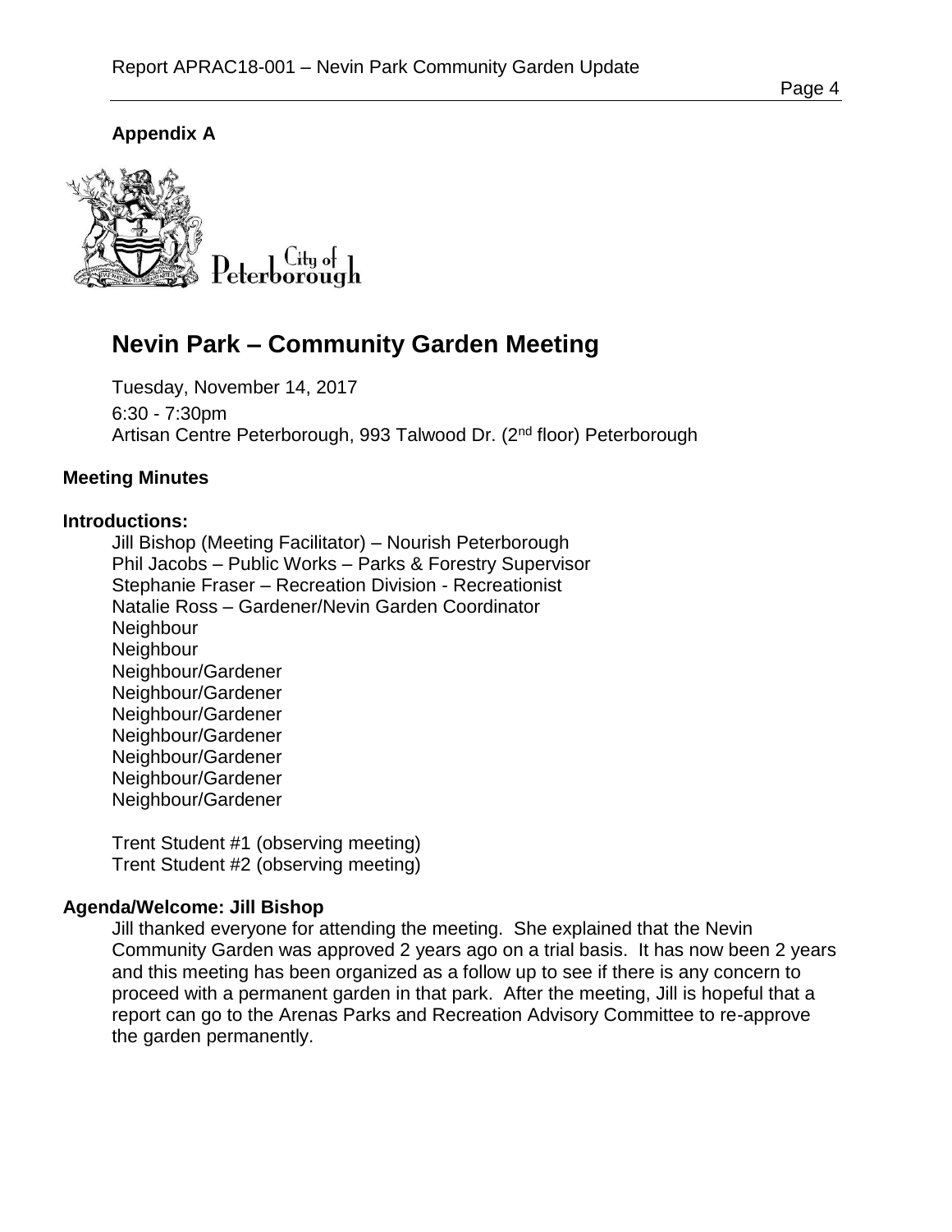**Appendix A**

City of Peterborough

# Nevin Park – Community Garden Meeting

Tuesday, November 14, 2017

6:30 - 7:30pm

Artisan Centre Peterborough, 993 Talwood Dr. (2nd floor) Peterborough

**Meeting Minutes**

**Introductions:**

Jill Bishop (Meeting Facilitator) – Nourish Peterborough
Phil Jacobs – Public Works – Parks & Forestry Supervisor
Stephanie Fraser – Recreation Division - Recreationist
Natalie Ross – Gardener/Nevin Garden Coordinator
Neighbour
Neighbour
Neighbour/Gardener
Neighbour/Gardener
Neighbour/Gardener
Neighbour/Gardener
Neighbour/Gardener
Neighbour/Gardener
Neighbour/Gardener

Trent Student #1 (observing meeting)
Trent Student #2 (observing meeting)

**Agenda/Welcome: Jill Bishop**

Jill thanked everyone for attending the meeting. She explained that the Nevin Community Garden was approved 2 years ago on a trial basis. It has now been 2 years and this meeting has been organized as a follow up to see if there is any concern to proceed with a permanent garden in that park. After the meeting, Jill is hopeful that a report can go to the Arenas Parks and Recreation Advisory Committee to re-approve the garden permanently.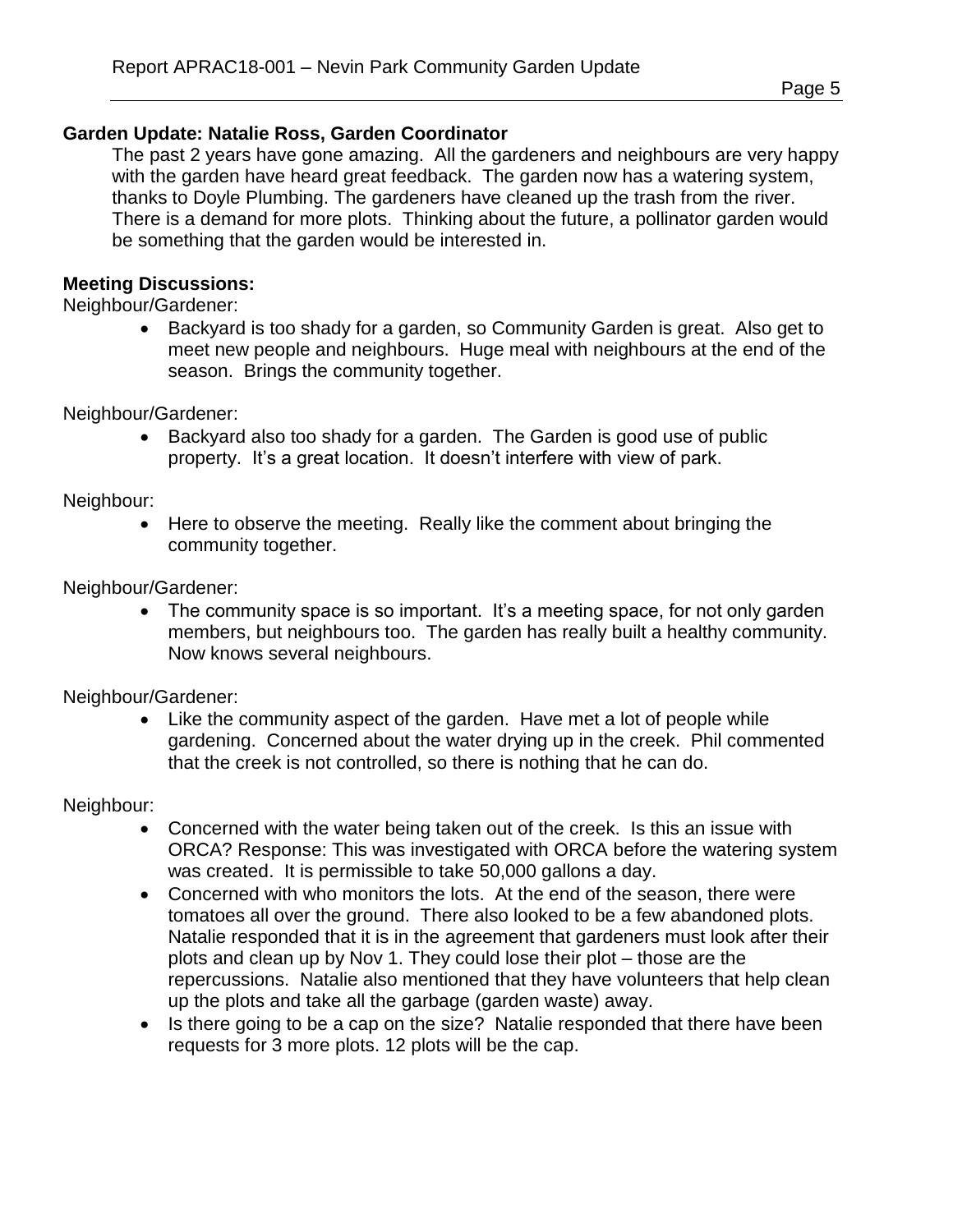**Garden Update: Natalie Ross, Garden Coordinator**

The past 2 years have gone amazing. All the gardeners and neighbours are very happy with the garden have heard great feedback. The garden now has a watering system, thanks to Doyle Plumbing. The gardeners have cleaned up the trash from the river. There is a demand for more plots. Thinking about the future, a pollinator garden would be something that the garden would be interested in.

**Meeting Discussions:**

Neighbour/Gardener:

- Backyard is too shady for a garden, so Community Garden is great. Also get to meet new people and neighbours. Huge meal with neighbours at the end of the season. Brings the community together.

Neighbour/Gardener:

- Backyard also too shady for a garden. The Garden is good use of public property. It's a great location. It doesn't interfere with view of park.

Neighbour:

- Here to observe the meeting. Really like the comment about bringing the community together.

Neighbour/Gardener:

- The community space is so important. It's a meeting space, for not only garden members, but neighbours too. The garden has really built a healthy community. Now knows several neighbours.

Neighbour/Gardener:

- Like the community aspect of the garden. Have met a lot of people while gardening. Concerned about the water drying up in the creek. Phil commented that the creek is not controlled, so there is nothing that he can do.

Neighbour:

- Concerned with the water being taken out of the creek. Is this an issue with ORCA? Response: This was investigated with ORCA before the watering system was created. It is permissible to take 50,000 gallons a day.
- Concerned with who monitors the lots. At the end of the season, there were tomatoes all over the ground. There also looked to be a few abandoned plots. Natalie responded that it is in the agreement that gardeners must look after their plots and clean up by Nov 1. They could lose their plot – those are the repercussions. Natalie also mentioned that they have volunteers that help clean up the plots and take all the garbage (garden waste) away.
- Is there going to be a cap on the size? Natalie responded that there have been requests for 3 more plots. 12 plots will be the cap.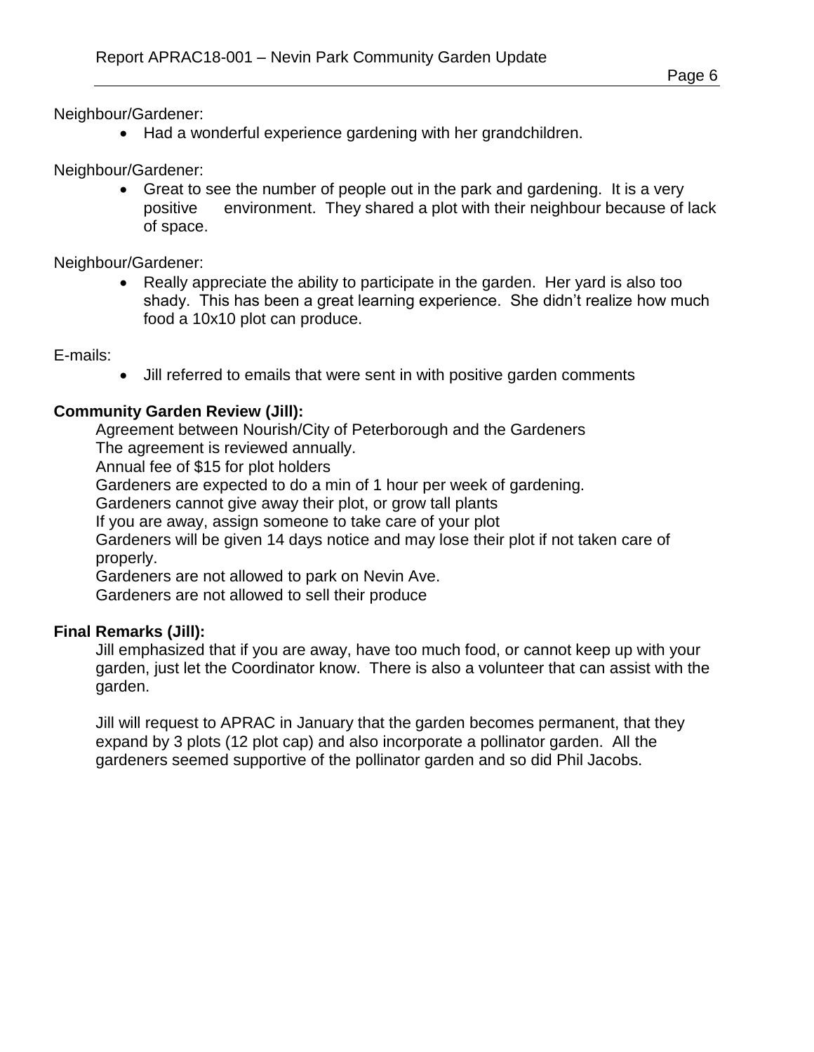Neighbour/Gardener:

- Had a wonderful experience gardening with her grandchildren.

Neighbour/Gardener:

- Great to see the number of people out in the park and gardening. It is a very positive environment. They shared a plot with their neighbour because of lack of space.

Neighbour/Gardener:

- Really appreciate the ability to participate in the garden. Her yard is also too shady. This has been a great learning experience. She didn't realize how much food a 10x10 plot can produce.

E-mails:

- Jill referred to emails that were sent in with positive garden comments

**Community Garden Review (Jill):**

Agreement between Nourish/City of Peterborough and the Gardeners
The agreement is reviewed annually.
Annual fee of $15 for plot holders
Gardeners are expected to do a min of 1 hour per week of gardening.
Gardeners cannot give away their plot, or grow tall plants
If you are away, assign someone to take care of your plot
Gardeners will be given 14 days notice and may lose their plot if not taken care of properly.
Gardeners are not allowed to park on Nevin Ave.
Gardeners are not allowed to sell their produce

**Final Remarks (Jill):**

Jill emphasized that if you are away, have too much food, or cannot keep up with your garden, just let the Coordinator know. There is also a volunteer that can assist with the garden.

Jill will request to APRAC in January that the garden becomes permanent, that they expand by 3 plots (12 plot cap) and also incorporate a pollinator garden. All the gardeners seemed supportive of the pollinator garden and so did Phil Jacobs.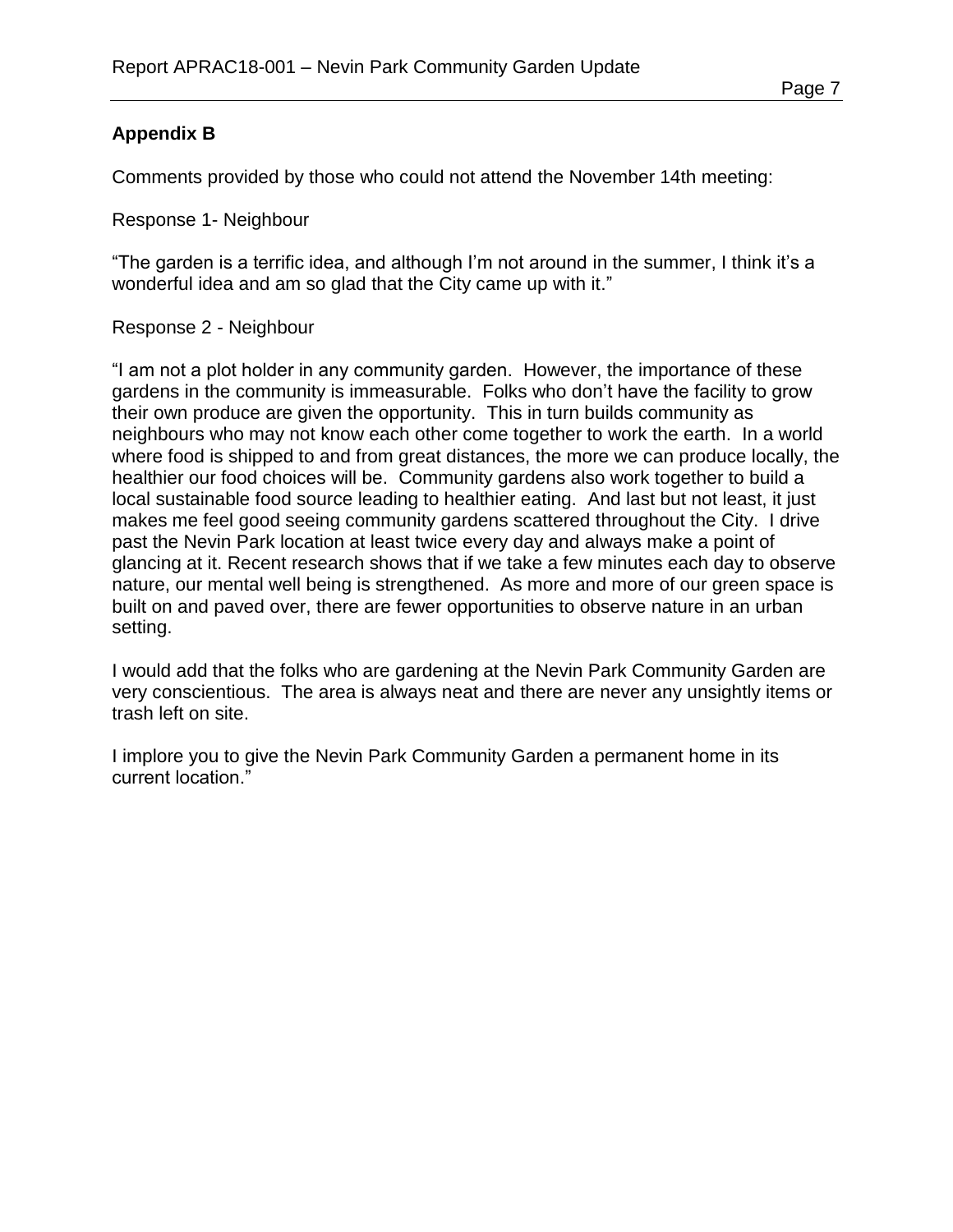## Appendix B

Comments provided by those who could not attend the November 14th meeting:

Response 1- Neighbour

"The garden is a terrific idea, and although I'm not around in the summer, I think it's a wonderful idea and am so glad that the City came up with it."

Response 2 - Neighbour

"I am not a plot holder in any community garden. However, the importance of these gardens in the community is immeasurable. Folks who don't have the facility to grow their own produce are given the opportunity. This in turn builds community as neighbours who may not know each other come together to work the earth. In a world where food is shipped to and from great distances, the more we can produce locally, the healthier our food choices will be. Community gardens also work together to build a local sustainable food source leading to healthier eating. And last but not least, it just makes me feel good seeing community gardens scattered throughout the City. I drive past the Nevin Park location at least twice every day and always make a point of glancing at it. Recent research shows that if we take a few minutes each day to observe nature, our mental well being is strengthened. As more and more of our green space is built on and paved over, there are fewer opportunities to observe nature in an urban setting.

I would add that the folks who are gardening at the Nevin Park Community Garden are very conscientious. The area is always neat and there are never any unsightly items or trash left on site.

I implore you to give the Nevin Park Community Garden a permanent home in its current location."